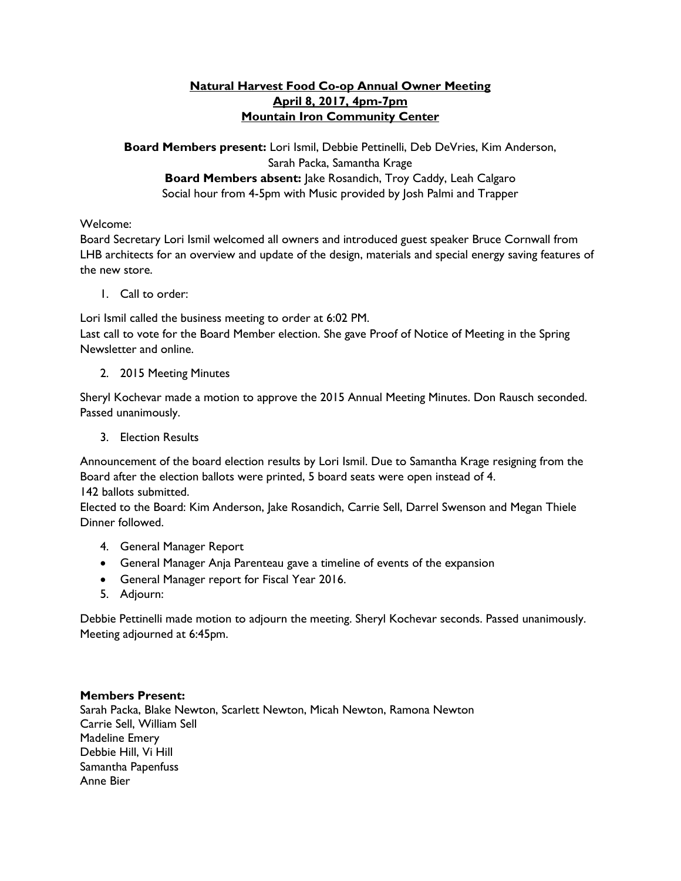**<u>Natural Harvest Food Co-op Annual Owner Meeting</u>**
**<u>April 8, 2017, 4pm-7pm</u>**
**<u>Mountain Iron Community Center</u>**

**Board Members present:** Lori Ismil, Debbie Pettinelli, Deb DeVries, Kim Anderson, Sarah Packa, Samantha Krage
**Board Members absent:** Jake Rosandich, Troy Caddy, Leah Calgaro
Social hour from 4-5pm with Music provided by Josh Palmi and Trapper

Welcome:
Board Secretary Lori Ismil welcomed all owners and introduced guest speaker Bruce Cornwall from LHB architects for an overview and update of the design, materials and special energy saving features of the new store.

1. Call to order:

Lori Ismil called the business meeting to order at 6:02 PM.
Last call to vote for the Board Member election. She gave Proof of Notice of Meeting in the Spring Newsletter and online.

2. 2015 Meeting Minutes

Sheryl Kochevar made a motion to approve the 2015 Annual Meeting Minutes. Don Rausch seconded. Passed unanimously.

3. Election Results

Announcement of the board election results by Lori Ismil. Due to Samantha Krage resigning from the Board after the election ballots were printed, 5 board seats were open instead of 4.
142 ballots submitted.
Elected to the Board: Kim Anderson, Jake Rosandich, Carrie Sell, Darrel Swenson and Megan Thiele
Dinner followed.

4. General Manager Report
- General Manager Anja Parenteau gave a timeline of events of the expansion
- General Manager report for Fiscal Year 2016.
5. Adjourn:

Debbie Pettinelli made motion to adjourn the meeting. Sheryl Kochevar seconds. Passed unanimously.
Meeting adjourned at 6:45pm.

**Members Present:**
Sarah Packa, Blake Newton, Scarlett Newton, Micah Newton, Ramona Newton
Carrie Sell, William Sell
Madeline Emery
Debbie Hill, Vi Hill
Samantha Papenfuss
Anne Bier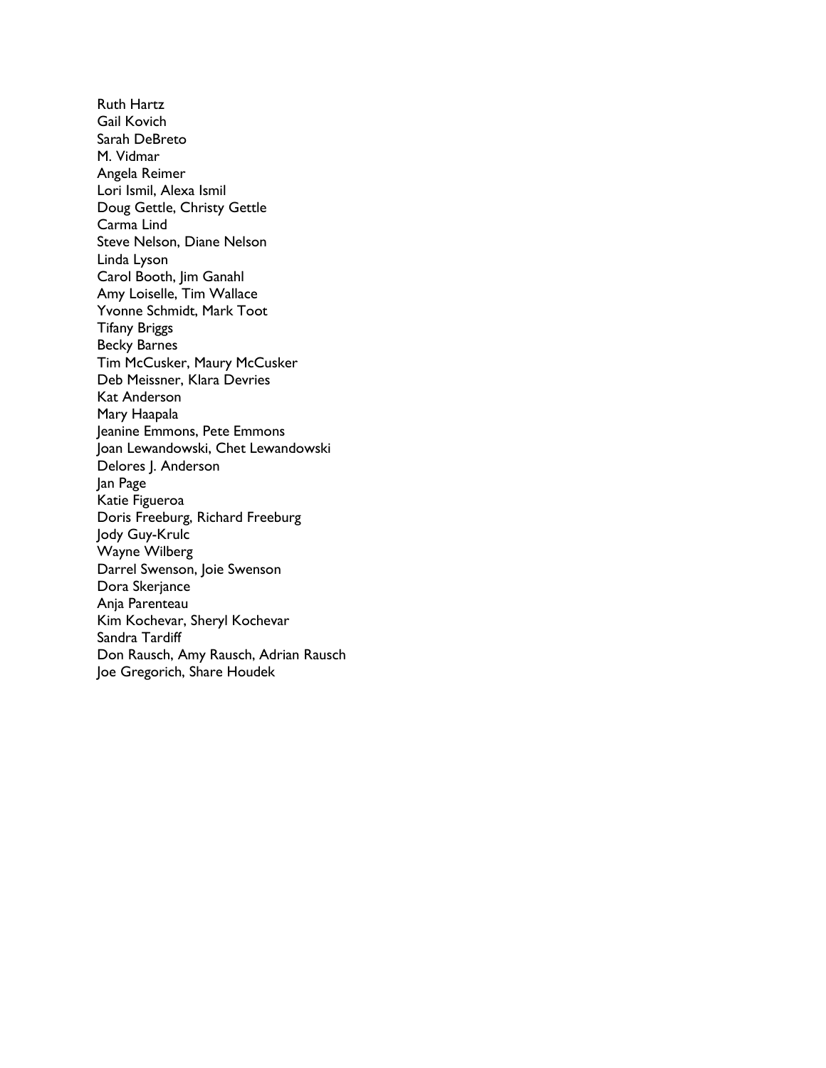Ruth Hartz
Gail Kovich
Sarah DeBreto
M. Vidmar
Angela Reimer
Lori Ismil, Alexa Ismil
Doug Gettle, Christy Gettle
Carma Lind
Steve Nelson, Diane Nelson
Linda Lyson
Carol Booth, Jim Ganahl
Amy Loiselle, Tim Wallace
Yvonne Schmidt, Mark Toot
Tifany Briggs
Becky Barnes
Tim McCusker, Maury McCusker
Deb Meissner, Klara Devries
Kat Anderson
Mary Haapala
Jeanine Emmons, Pete Emmons
Joan Lewandowski, Chet Lewandowski
Delores J. Anderson
Jan Page
Katie Figueroa
Doris Freeburg, Richard Freeburg
Jody Guy-Krulc
Wayne Wilberg
Darrel Swenson, Joie Swenson
Dora Skerjance
Anja Parenteau
Kim Kochevar, Sheryl Kochevar
Sandra Tardiff
Don Rausch, Amy Rausch, Adrian Rausch
Joe Gregorich, Share Houdek